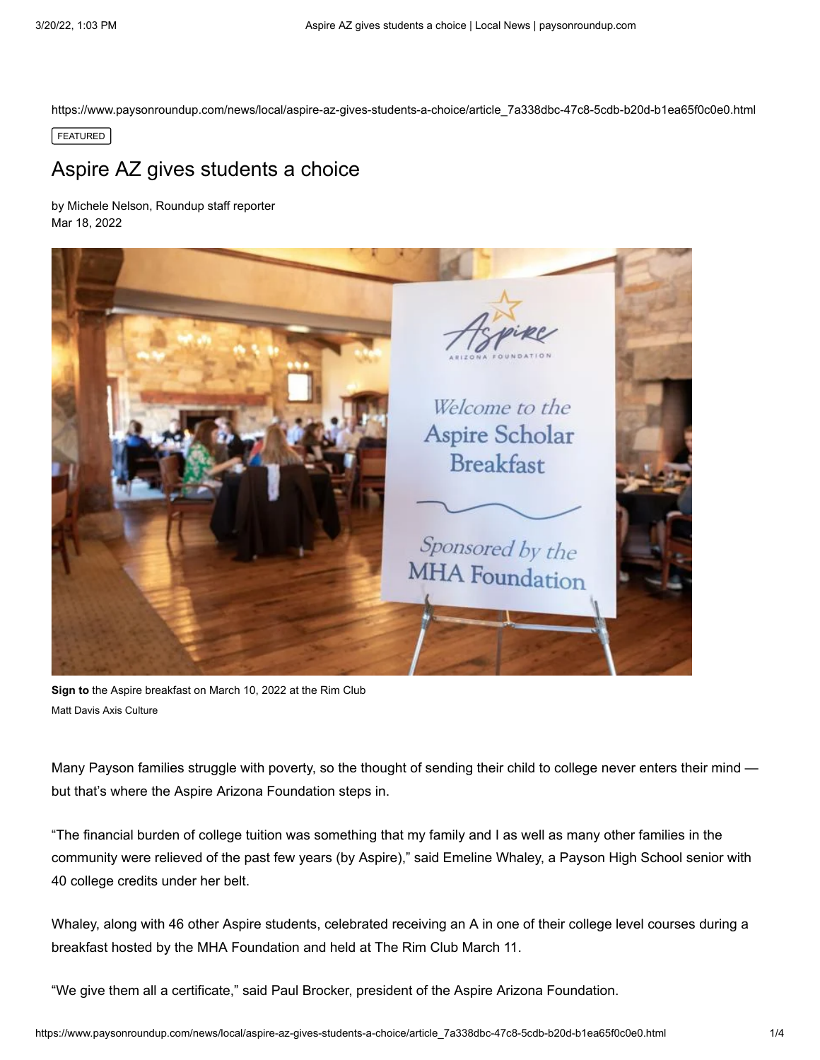FEATURED

# Aspire AZ gives students a choice

by Michele Nelson, Roundup staff reporter
Mar 18, 2022

**Sign to** the Aspire breakfast on March 10, 2022 at the Rim Club
Matt Davis Axis Culture

Many Payson families struggle with poverty, so the thought of sending their child to college never enters their mind — but that's where the Aspire Arizona Foundation steps in.

"The financial burden of college tuition was something that my family and I as well as many other families in the community were relieved of the past few years (by Aspire)," said Emeline Whaley, a Payson High School senior with 40 college credits under her belt.

Whaley, along with 46 other Aspire students, celebrated receiving an A in one of their college level courses during a breakfast hosted by the MHA Foundation and held at The Rim Club March 11.

"We give them all a certificate," said Paul Brocker, president of the Aspire Arizona Foundation.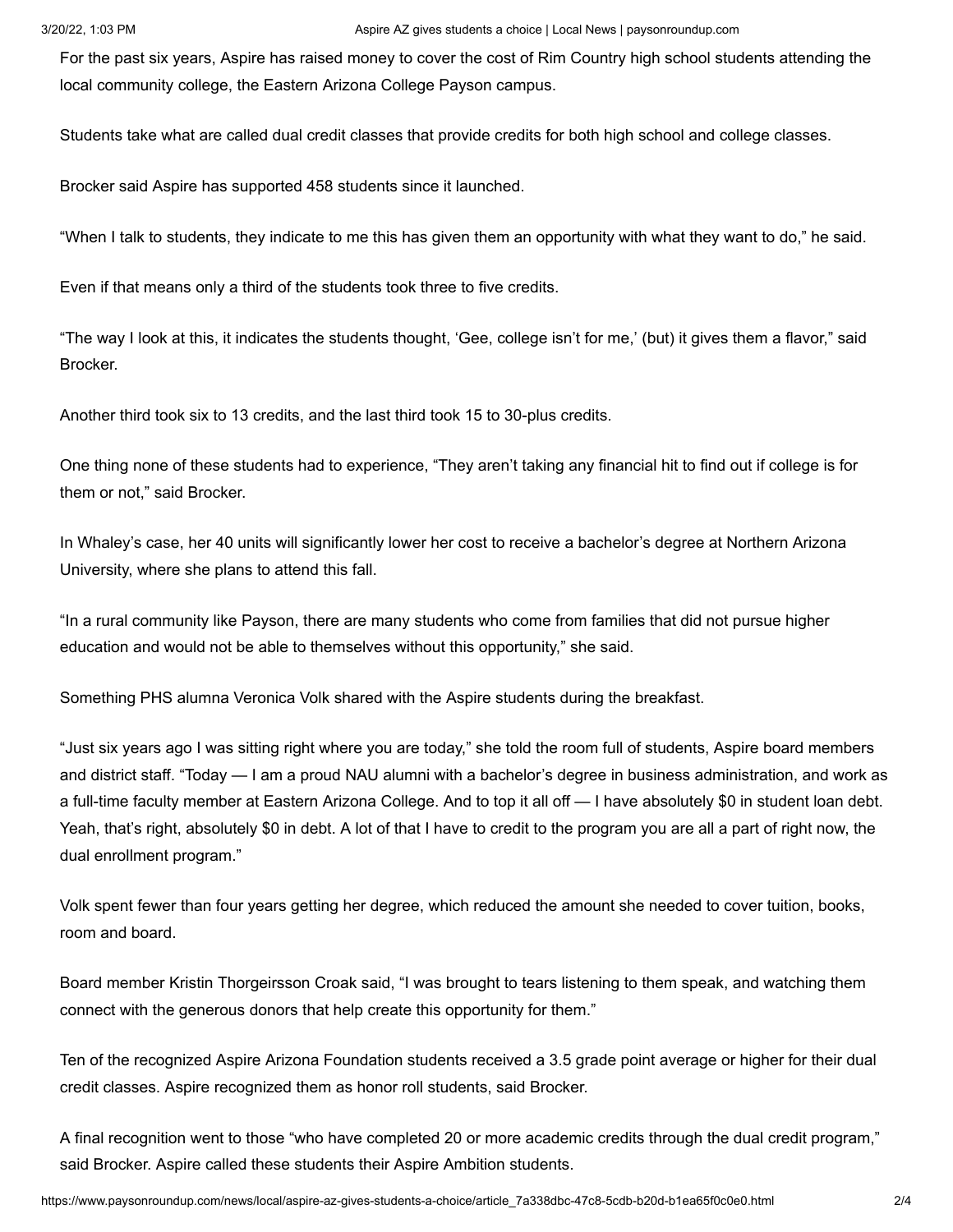For the past six years, Aspire has raised money to cover the cost of Rim Country high school students attending the local community college, the Eastern Arizona College Payson campus.

Students take what are called dual credit classes that provide credits for both high school and college classes.

Brocker said Aspire has supported 458 students since it launched.

"When I talk to students, they indicate to me this has given them an opportunity with what they want to do," he said.

Even if that means only a third of the students took three to five credits.

"The way I look at this, it indicates the students thought, 'Gee, college isn't for me,' (but) it gives them a flavor," said Brocker.

Another third took six to 13 credits, and the last third took 15 to 30-plus credits.

One thing none of these students had to experience, "They aren't taking any financial hit to find out if college is for them or not," said Brocker.

In Whaley's case, her 40 units will significantly lower her cost to receive a bachelor's degree at Northern Arizona University, where she plans to attend this fall.

"In a rural community like Payson, there are many students who come from families that did not pursue higher education and would not be able to themselves without this opportunity," she said.

Something PHS alumna Veronica Volk shared with the Aspire students during the breakfast.

"Just six years ago I was sitting right where you are today," she told the room full of students, Aspire board members and district staff. "Today — I am a proud NAU alumni with a bachelor's degree in business administration, and work as a full-time faculty member at Eastern Arizona College. And to top it all off — I have absolutely $0 in student loan debt. Yeah, that's right, absolutely $0 in debt. A lot of that I have to credit to the program you are all a part of right now, the dual enrollment program."

Volk spent fewer than four years getting her degree, which reduced the amount she needed to cover tuition, books, room and board.

Board member Kristin Thorgeirsson Croak said, "I was brought to tears listening to them speak, and watching them connect with the generous donors that help create this opportunity for them."

Ten of the recognized Aspire Arizona Foundation students received a 3.5 grade point average or higher for their dual credit classes. Aspire recognized them as honor roll students, said Brocker.

A final recognition went to those "who have completed 20 or more academic credits through the dual credit program," said Brocker. Aspire called these students their Aspire Ambition students.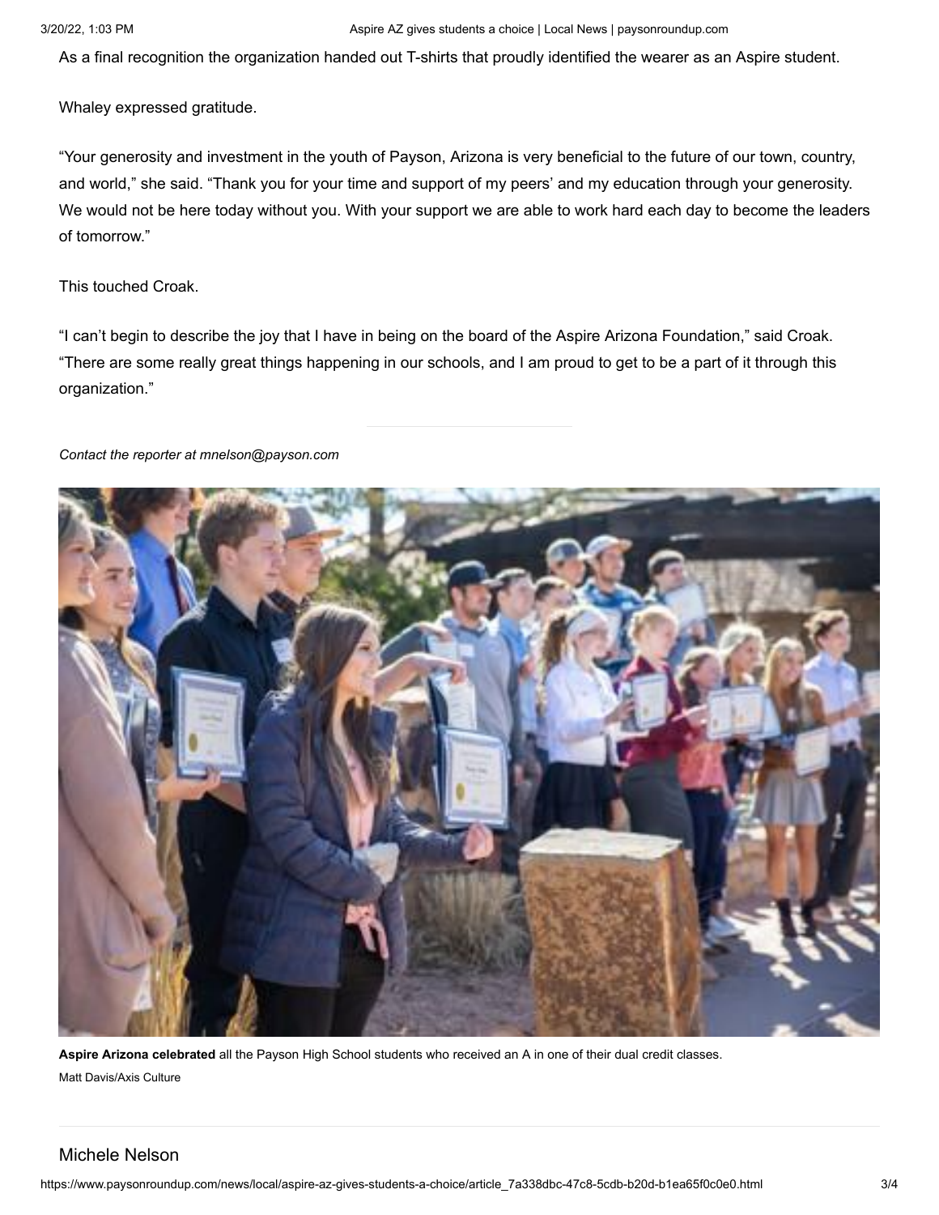As a final recognition the organization handed out T-shirts that proudly identified the wearer as an Aspire student.

Whaley expressed gratitude.

"Your generosity and investment in the youth of Payson, Arizona is very beneficial to the future of our town, country, and world," she said. "Thank you for your time and support of my peers' and my education through your generosity. We would not be here today without you. With your support we are able to work hard each day to become the leaders of tomorrow."

This touched Croak.

"I can't begin to describe the joy that I have in being on the board of the Aspire Arizona Foundation," said Croak. "There are some really great things happening in our schools, and I am proud to get to be a part of it through this organization."

---

*Contact the reporter at mnelson@payson.com*

**Aspire Arizona celebrated** all the Payson High School students who received an A in one of their dual credit classes.

Matt Davis/Axis Culture

Michele Nelson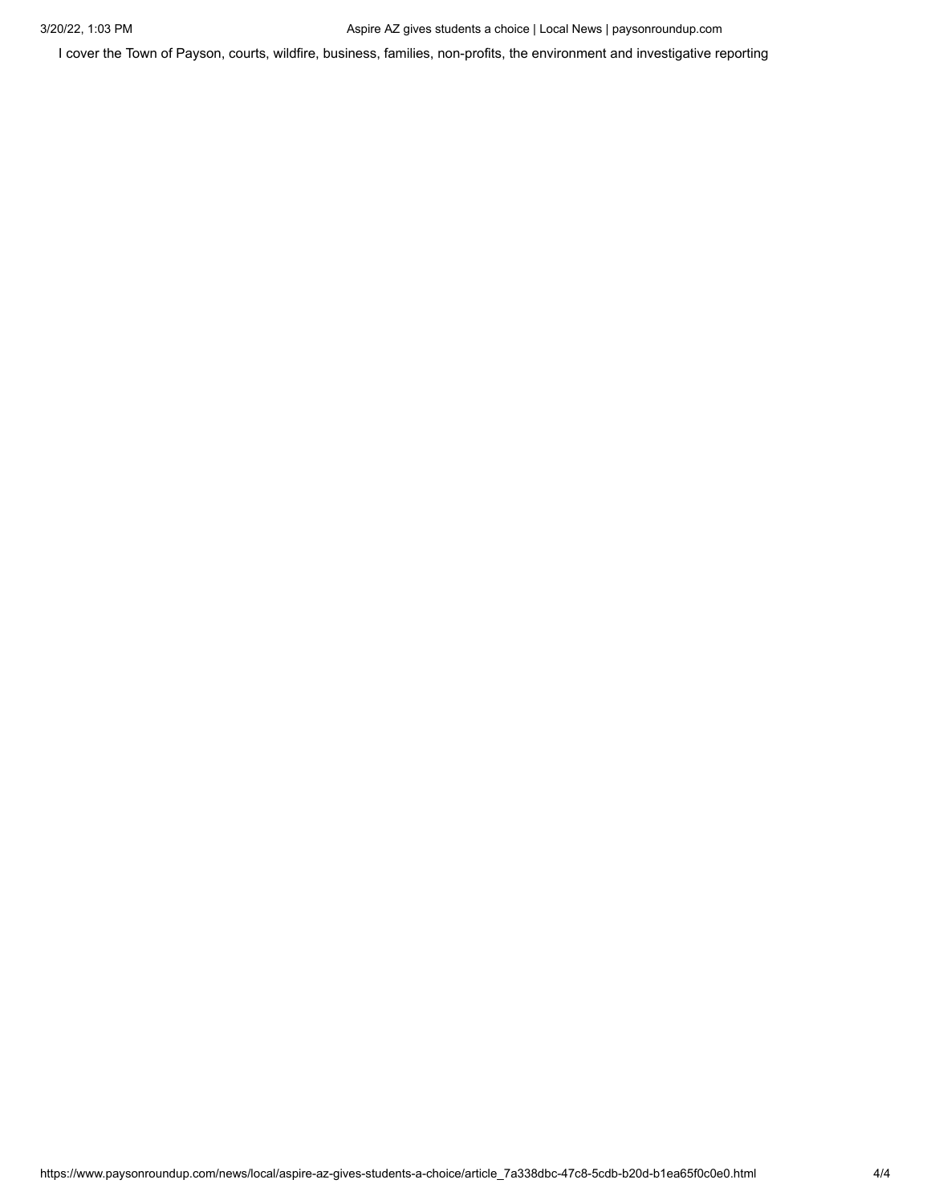I cover the Town of Payson, courts, wildfire, business, families, non-profits, the environment and investigative reporting